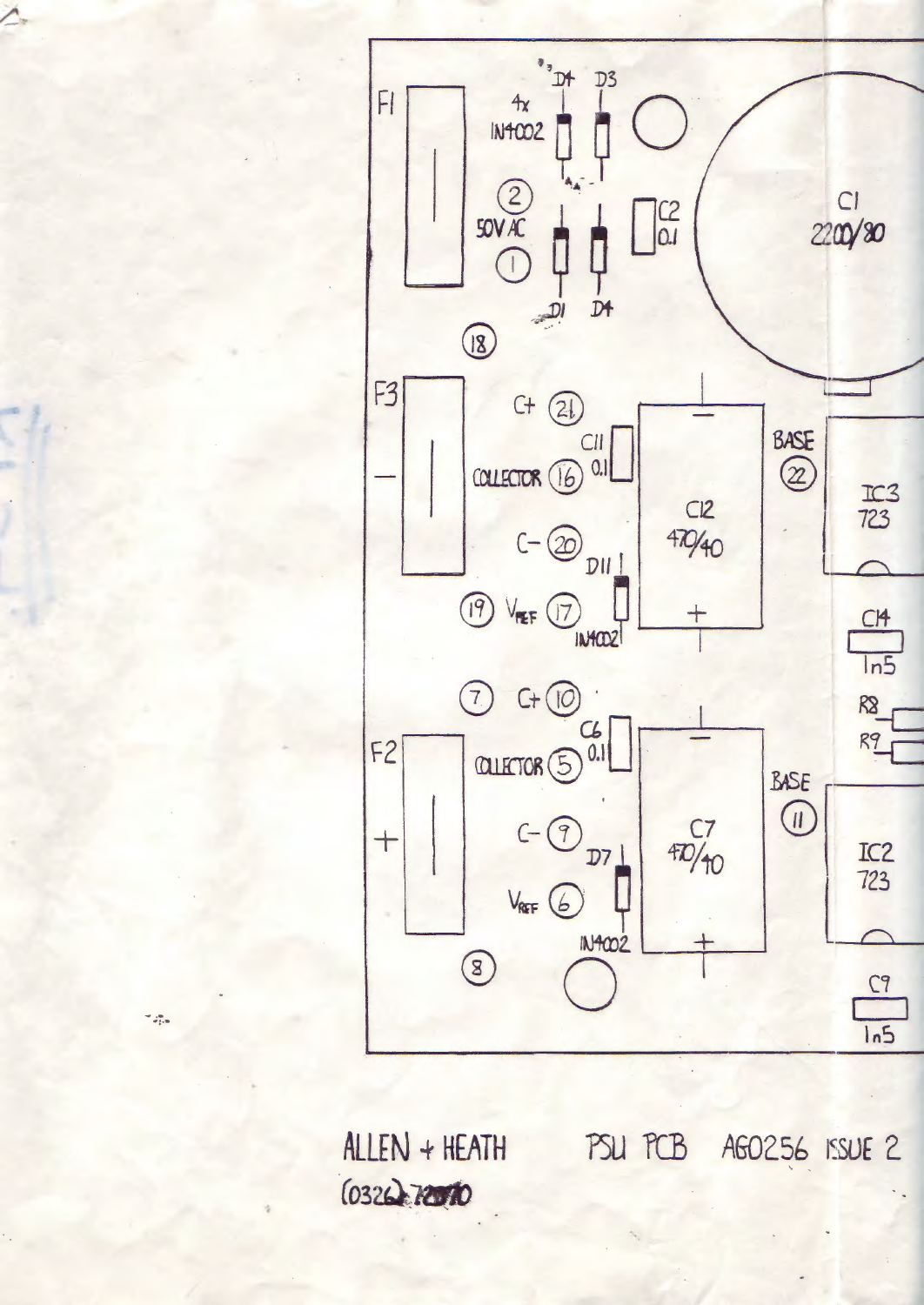F1

4x IN4002

D4 D3

D1 D4

(2) 50V AC (1)

C2 0.1

C1 2200/80

(18)

F3

−

C+ (21)

C11 0.1

COLLECTOR (16)

C− (20)

D11

(19) $V_{REF}$ (17)

IN4002

C12 470/40

BASE (22)

IC3 723

C14 1n5

R8

R9

(7) C+ (10)

C6 0.1

F2

+

COLLECTOR (5)

C− (9)

D7

$V_{REF}$ (6)

IN4002

(8)

C7 470/40

BASE (11)

IC2 723

C9 1n5

ALLEN + HEATH (0326) 72070

PSU PCB AG0256 ISSUE 2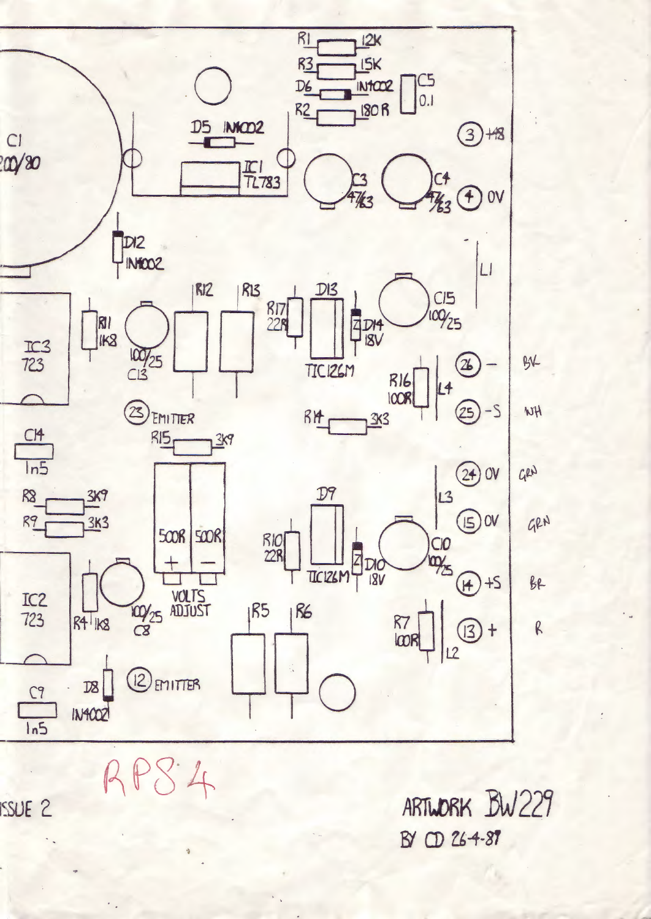C1
200/80

R1 12K
R3 15K
D6 IN4002
C5 0.1
R2 180R

D5 IN4002
IC1 TL783

C3 47/63
C4 47/63

(3) +48
(4) 0V

D12 IN4002

L1

IC3 723

R11 1K8
100/25 C13
R12
R13
R17 22R
D13
TIC126M
D14 18V
C15 100/25

R16 100R
L4

(26) – BK
(25) -S WH

(23) EMITTER
R14 3K3

C14 1n5

R15 3K9

(24) 0V GRN
(15) 0V GRN

R8 3K9
R9 3K3

500R + 500R –
VOLTS ADJUST

R10 22R
D9
TIC126M
D10 18V
C10 100/25

L3

(14) +S BR

IC2 723

R4 1K8
100/25 C8

R5
R6

R7 100R
L2

(13) + R

C9 1n5
D8 IN4002
(12) EMITTER

RP84

ISSUE 2

ARTWORK BW229
BY CD 26-4-87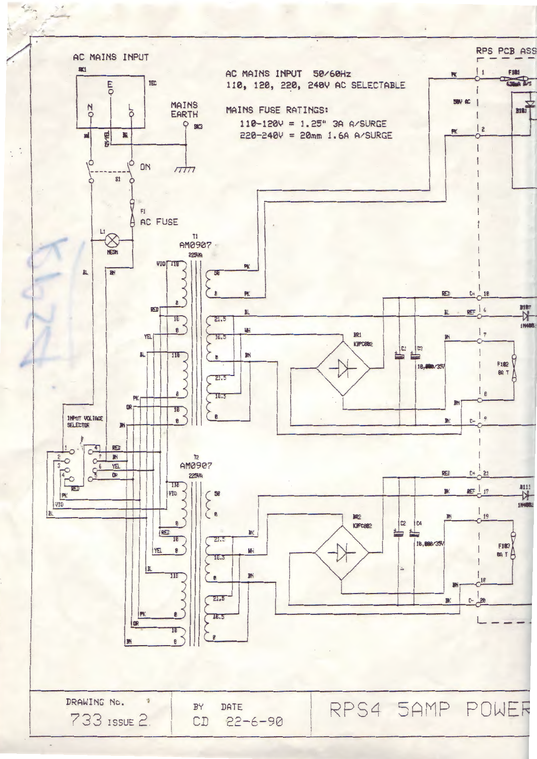AC MAINS INPUT

AC MAINS INPUT 50/60Hz
110, 120, 220, 240V AC SELECTABLE

MAINS FUSE RATINGS:
110-120V = 1.25" 3A A/SURGE
220-240V = 20mm 1.6A A/SURGE

MAINS EARTH

ON

AC FUSE

T1
AM0907
225VA

T2
AM0907
225VA

INPUT VOLTAGE SELECTOR

BR1
KBPC802

BR2
KBPC802

10,000/35V

RPS PCB ASS

| DRAWING No. | BY | DATE | |
|---|---|---|---|
| 733 ISSUE 2. | CD | 22-6-90 | RPS4 5AMP POWER |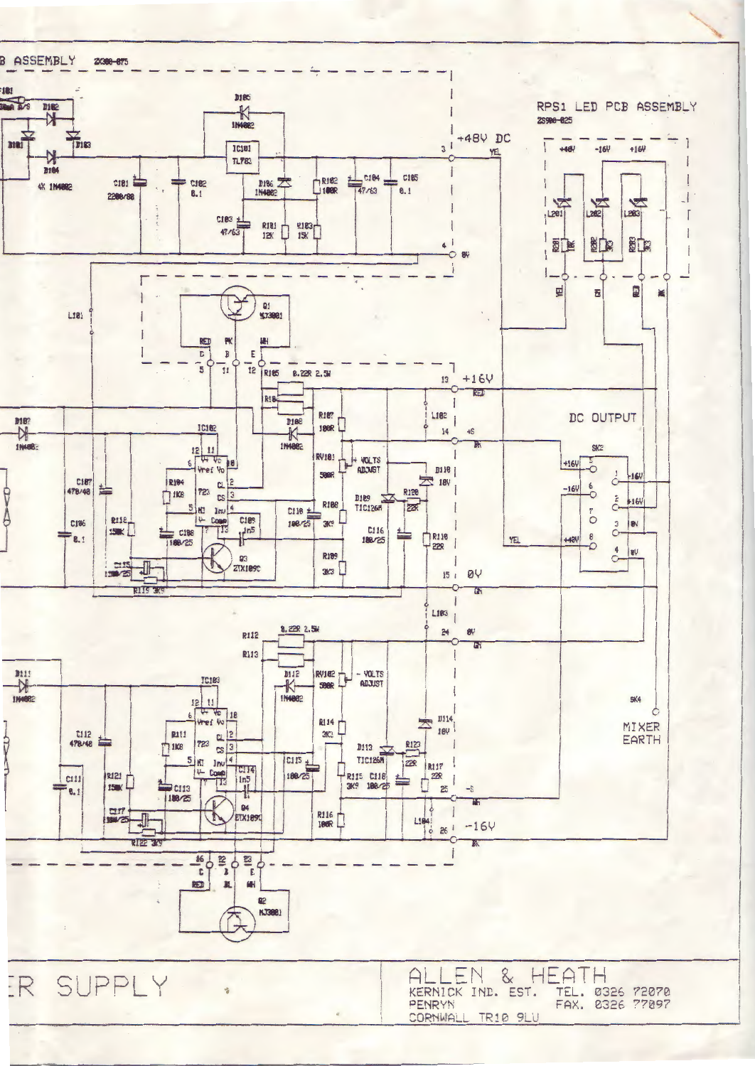B ASSEMBLY 2S300-875

RPS1 LED PCB ASSEMBLY
2S300-825

+48V DC

+16V

DC OUTPUT

0V

0V

-16V

MIXER EARTH

ER SUPPLY

ALLEN & HEATH
KERNICK IND. EST. TEL. 0326 72070
PENRYN FAX. 0326 77097
CORNWALL TR10 9LU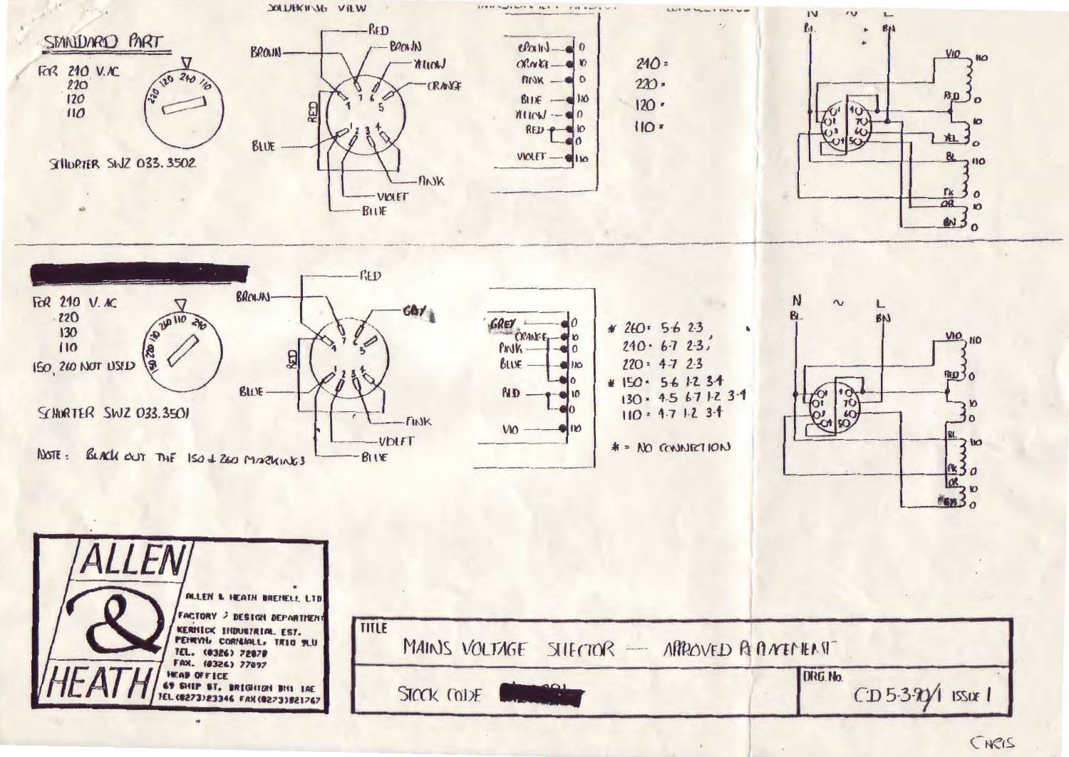SOLDERING VIEW

## STANDARD PART

FOR 240 V.AC
220
120
110

SCHURTER SWZ 033.3502

240 =
220 =
120 =
110 =

| Wire | Tap |
|---|---|
| BROWN | 0 |
| ORANGE | 10 |
| PINK | 0 |
| BLUE | 110 |
| YELLOW | 0 |
| RED | 10 |
| | 0 |
| VIOLET | 110 |

---

FOR 240 V. AC
220
130
110
150, 260 NOT USED

SCHURTER SWZ 033.3501

NOTE: BLACK OUT THE 150 & 260 MARKINGS

| Wire | Tap |
|---|---|
| GREY | 0 |
| ORANGE | 10 |
| PINK | 0 |
| BLUE | 110 |
| | 0 |
| RED | 10 |
| | 0 |
| VIO | 110 |

\* 260 = 5-6 2-3
240 = 6-7 2-3
220 = 4-7 2-3
\* 150 = 5-6 1-2 3-4
130 = 4-5 6-7 1-2 3-4
110 = 4-7 1-2 3-4

\* = NO CONNECTION

**ALLEN & HEATH**

ALLEN & HEATH BRENELL LTD
FACTORY & DESIGN DEPARTMENT
KERNICK INDUSTRIAL EST.
PENRYN, CORNWALL, TR10 9LU
TEL. (0326) 72070
FAX. (0326) 77097
HEAD OFFICE
69 SHIP ST. BRIGHTON BN1 1AE
TEL (0273)23346 FAX (0273)821767

| TITLE | |
|---|---|
| MAINS VOLTAGE SELECTOR — APPROVED REPLACEMENT | |
| STOCK CODE | DRG No. CD 5-3-90/1 ISSUE 1 |

CHRIS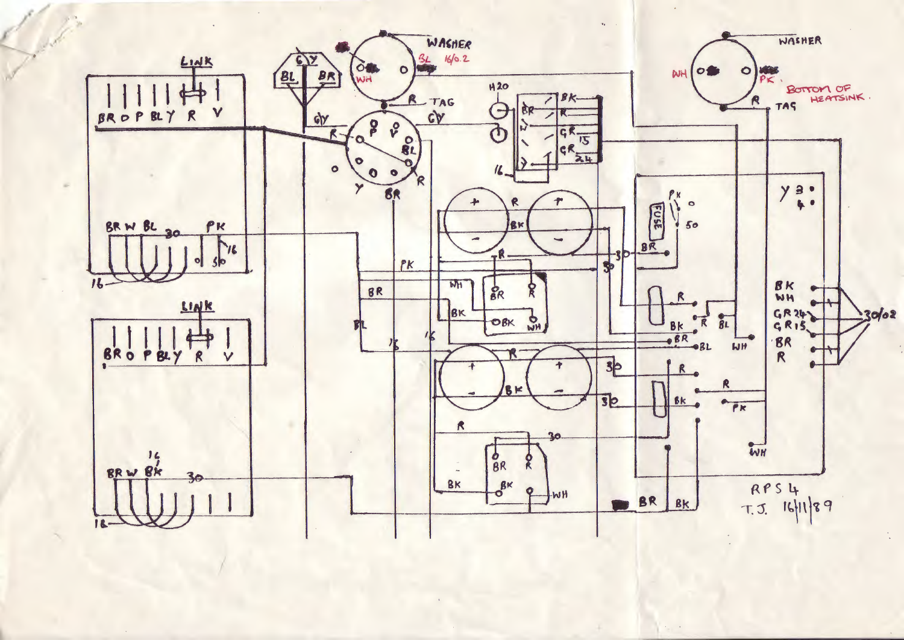LINK

BR O P BL Y R V

BR W BL 30 PK

16

0 50

16

LINK

BR O P BL Y R V

BR W BK 30

16

16

G Y

BL BR

WASHER

BL 16/0.2

WH

R TAG

G/Y

G/Y

R

P V

BL

Y BR R

H20

BK BR R

GR 15

GR 24

16

R BK

PK

BR

BL

WH

BK

BR R

OBK WH

R BK

R

30

BK

BR R

BK WH

WASHER

WH PK

BOTTOM OF HEATSINK.

R TAG

FUSE PK 50

30 BR

30

R

BK R BL

BR

BL WH

30

R

30 BK

R

PK

WH

Y 3 4

BK

WH

GR 24

GR 15

BR

R

30/02

BR BK

RPS 4

T.J. 16/11/89